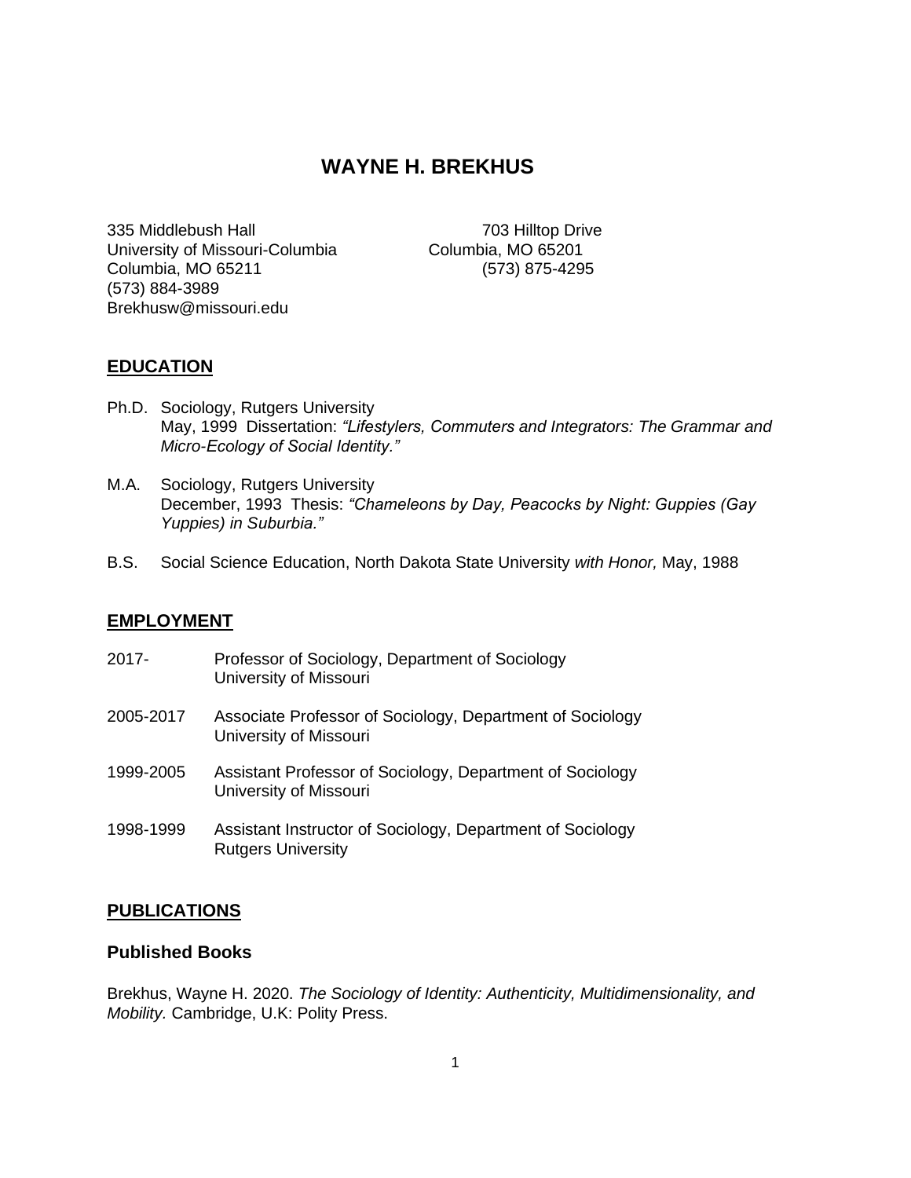# WAYNE H. BREKHUS

335 Middlebush Hall
University of Missouri-Columbia
Columbia, MO 65211
(573) 884-3989
Brekhusw@missouri.edu

703 Hilltop Drive
Columbia, MO 65201
(573) 875-4295

## EDUCATION

Ph.D. Sociology, Rutgers University
May, 1999 Dissertation: *"Lifestylers, Commuters and Integrators: The Grammar and Micro-Ecology of Social Identity."*

M.A. Sociology, Rutgers University
December, 1993 Thesis: *"Chameleons by Day, Peacocks by Night: Guppies (Gay Yuppies) in Suburbia."*

B.S. Social Science Education, North Dakota State University *with Honor,* May, 1988

## EMPLOYMENT

2017- Professor of Sociology, Department of Sociology
University of Missouri

2005-2017 Associate Professor of Sociology, Department of Sociology
University of Missouri

1999-2005 Assistant Professor of Sociology, Department of Sociology
University of Missouri

1998-1999 Assistant Instructor of Sociology, Department of Sociology
Rutgers University

## PUBLICATIONS

### Published Books

Brekhus, Wayne H. 2020. *The Sociology of Identity: Authenticity, Multidimensionality, and Mobility.* Cambridge, U.K: Polity Press.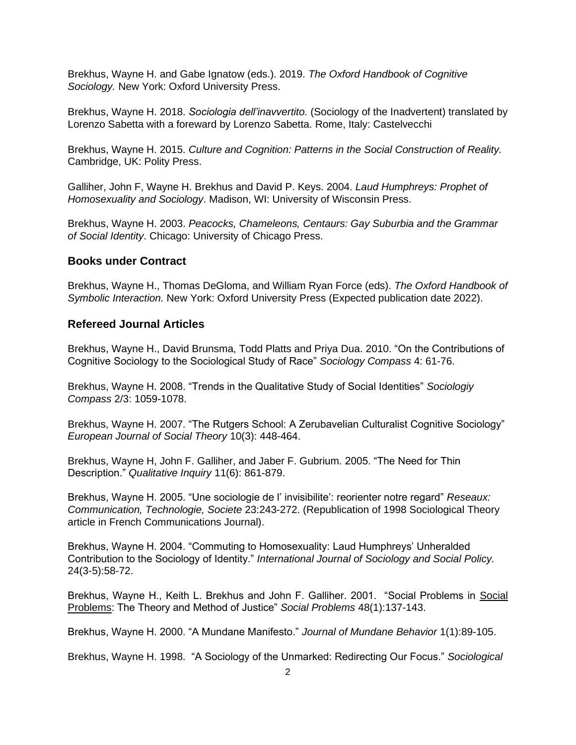Brekhus, Wayne H. and Gabe Ignatow (eds.). 2019. *The Oxford Handbook of Cognitive Sociology.* New York: Oxford University Press.

Brekhus, Wayne H. 2018. *Sociologia dell'inavvertito.* (Sociology of the Inadvertent) translated by Lorenzo Sabetta with a foreward by Lorenzo Sabetta. Rome, Italy: Castelvecchi

Brekhus, Wayne H. 2015. *Culture and Cognition: Patterns in the Social Construction of Reality.* Cambridge, UK: Polity Press.

Galliher, John F, Wayne H. Brekhus and David P. Keys. 2004. *Laud Humphreys: Prophet of Homosexuality and Sociology*. Madison, WI: University of Wisconsin Press.

Brekhus, Wayne H. 2003. *Peacocks, Chameleons, Centaurs: Gay Suburbia and the Grammar of Social Identity*. Chicago: University of Chicago Press.

## Books under Contract

Brekhus, Wayne H., Thomas DeGloma, and William Ryan Force (eds). *The Oxford Handbook of Symbolic Interaction.* New York: Oxford University Press (Expected publication date 2022).

## Refereed Journal Articles

Brekhus, Wayne H., David Brunsma, Todd Platts and Priya Dua. 2010. "On the Contributions of Cognitive Sociology to the Sociological Study of Race" *Sociology Compass* 4: 61-76.

Brekhus, Wayne H. 2008. "Trends in the Qualitative Study of Social Identities" *Sociologiy Compass* 2/3: 1059-1078.

Brekhus, Wayne H. 2007. "The Rutgers School: A Zerubavelian Culturalist Cognitive Sociology" *European Journal of Social Theory* 10(3): 448-464.

Brekhus, Wayne H, John F. Galliher, and Jaber F. Gubrium. 2005. "The Need for Thin Description." *Qualitative Inquiry* 11(6): 861-879.

Brekhus, Wayne H. 2005. "Une sociologie de l' invisibilite': reorienter notre regard" *Reseaux: Communication, Technologie, Societe* 23:243-272. (Republication of 1998 Sociological Theory article in French Communications Journal).

Brekhus, Wayne H. 2004. "Commuting to Homosexuality: Laud Humphreys' Unheralded Contribution to the Sociology of Identity." *International Journal of Sociology and Social Policy.* 24(3-5):58-72.

Brekhus, Wayne H., Keith L. Brekhus and John F. Galliher. 2001. "Social Problems in Social Problems: The Theory and Method of Justice" *Social Problems* 48(1):137-143.

Brekhus, Wayne H. 2000. "A Mundane Manifesto." *Journal of Mundane Behavior* 1(1):89-105.

Brekhus, Wayne H. 1998. "A Sociology of the Unmarked: Redirecting Our Focus." *Sociological*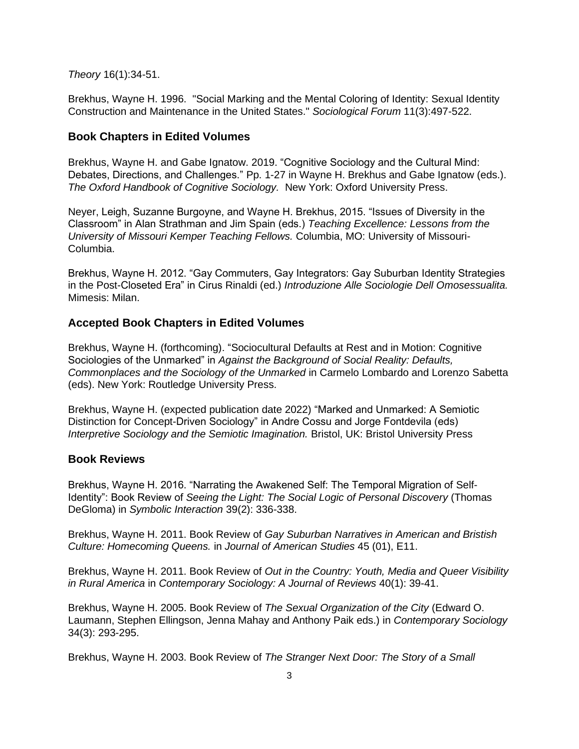*Theory* 16(1):34-51.

Brekhus, Wayne H. 1996. "Social Marking and the Mental Coloring of Identity: Sexual Identity Construction and Maintenance in the United States." *Sociological Forum* 11(3):497-522.

### Book Chapters in Edited Volumes

Brekhus, Wayne H. and Gabe Ignatow. 2019. "Cognitive Sociology and the Cultural Mind: Debates, Directions, and Challenges." Pp. 1-27 in Wayne H. Brekhus and Gabe Ignatow (eds.). *The Oxford Handbook of Cognitive Sociology.* New York: Oxford University Press.

Neyer, Leigh, Suzanne Burgoyne, and Wayne H. Brekhus, 2015. "Issues of Diversity in the Classroom" in Alan Strathman and Jim Spain (eds.) *Teaching Excellence: Lessons from the University of Missouri Kemper Teaching Fellows.* Columbia, MO: University of Missouri-Columbia.

Brekhus, Wayne H. 2012. "Gay Commuters, Gay Integrators: Gay Suburban Identity Strategies in the Post-Closeted Era" in Cirus Rinaldi (ed.) *Introduzione Alle Sociologie Dell Omosessualita.* Mimesis: Milan.

### Accepted Book Chapters in Edited Volumes

Brekhus, Wayne H. (forthcoming). "Sociocultural Defaults at Rest and in Motion: Cognitive Sociologies of the Unmarked" in *Against the Background of Social Reality: Defaults, Commonplaces and the Sociology of the Unmarked* in Carmelo Lombardo and Lorenzo Sabetta (eds). New York: Routledge University Press.

Brekhus, Wayne H. (expected publication date 2022) "Marked and Unmarked: A Semiotic Distinction for Concept-Driven Sociology" in Andre Cossu and Jorge Fontdevila (eds) *Interpretive Sociology and the Semiotic Imagination.* Bristol, UK: Bristol University Press

### Book Reviews

Brekhus, Wayne H. 2016. "Narrating the Awakened Self: The Temporal Migration of Self-Identity": Book Review of *Seeing the Light: The Social Logic of Personal Discovery* (Thomas DeGloma) in *Symbolic Interaction* 39(2): 336-338.

Brekhus, Wayne H. 2011. Book Review of *Gay Suburban Narratives in American and Bristish Culture: Homecoming Queens.* in *Journal of American Studies* 45 (01), E11.

Brekhus, Wayne H. 2011. Book Review of *Out in the Country: Youth, Media and Queer Visibility in Rural America* in *Contemporary Sociology: A Journal of Reviews* 40(1): 39-41.

Brekhus, Wayne H. 2005. Book Review of *The Sexual Organization of the City* (Edward O. Laumann, Stephen Ellingson, Jenna Mahay and Anthony Paik eds.) in *Contemporary Sociology* 34(3): 293-295.

Brekhus, Wayne H. 2003. Book Review of *The Stranger Next Door: The Story of a Small*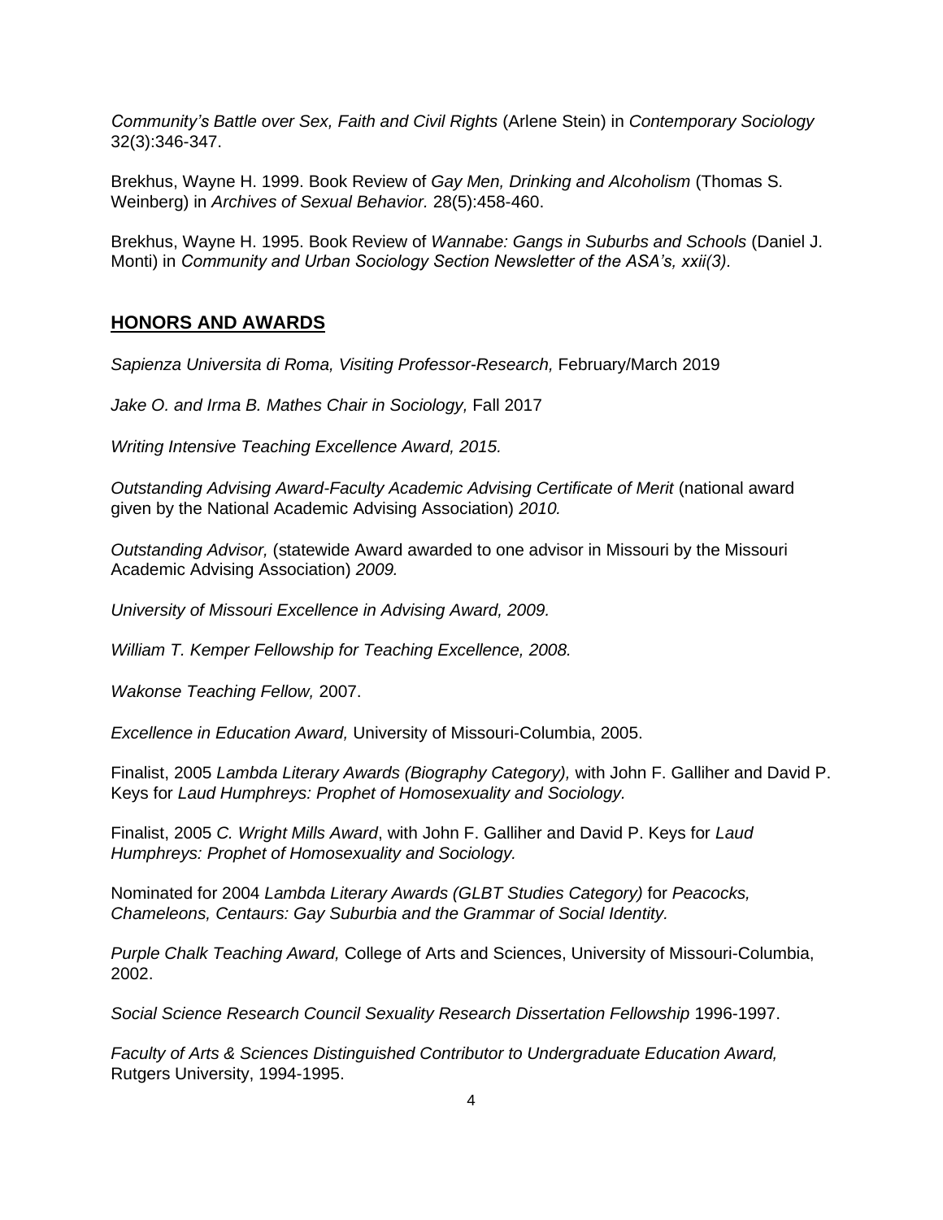*Community's Battle over Sex, Faith and Civil Rights* (Arlene Stein) in *Contemporary Sociology* 32(3):346-347.

Brekhus, Wayne H. 1999. Book Review of *Gay Men, Drinking and Alcoholism* (Thomas S. Weinberg) in *Archives of Sexual Behavior.* 28(5):458-460.

Brekhus, Wayne H. 1995. Book Review of *Wannabe: Gangs in Suburbs and Schools* (Daniel J. Monti) in *Community and Urban Sociology Section Newsletter of the ASA's, xxii(3).*

## HONORS AND AWARDS

*Sapienza Universita di Roma, Visiting Professor-Research,* February/March 2019

*Jake O. and Irma B. Mathes Chair in Sociology,* Fall 2017

*Writing Intensive Teaching Excellence Award, 2015.*

*Outstanding Advising Award-Faculty Academic Advising Certificate of Merit* (national award given by the National Academic Advising Association) *2010.*

*Outstanding Advisor,* (statewide Award awarded to one advisor in Missouri by the Missouri Academic Advising Association) *2009.*

*University of Missouri Excellence in Advising Award, 2009.*

*William T. Kemper Fellowship for Teaching Excellence, 2008.*

*Wakonse Teaching Fellow,* 2007.

*Excellence in Education Award,* University of Missouri-Columbia, 2005.

Finalist, 2005 *Lambda Literary Awards (Biography Category),* with John F. Galliher and David P. Keys for *Laud Humphreys: Prophet of Homosexuality and Sociology.*

Finalist, 2005 *C. Wright Mills Award*, with John F. Galliher and David P. Keys for *Laud Humphreys: Prophet of Homosexuality and Sociology.*

Nominated for 2004 *Lambda Literary Awards (GLBT Studies Category)* for *Peacocks, Chameleons, Centaurs: Gay Suburbia and the Grammar of Social Identity.*

*Purple Chalk Teaching Award,* College of Arts and Sciences, University of Missouri-Columbia, 2002.

*Social Science Research Council Sexuality Research Dissertation Fellowship* 1996-1997.

*Faculty of Arts & Sciences Distinguished Contributor to Undergraduate Education Award,* Rutgers University, 1994-1995.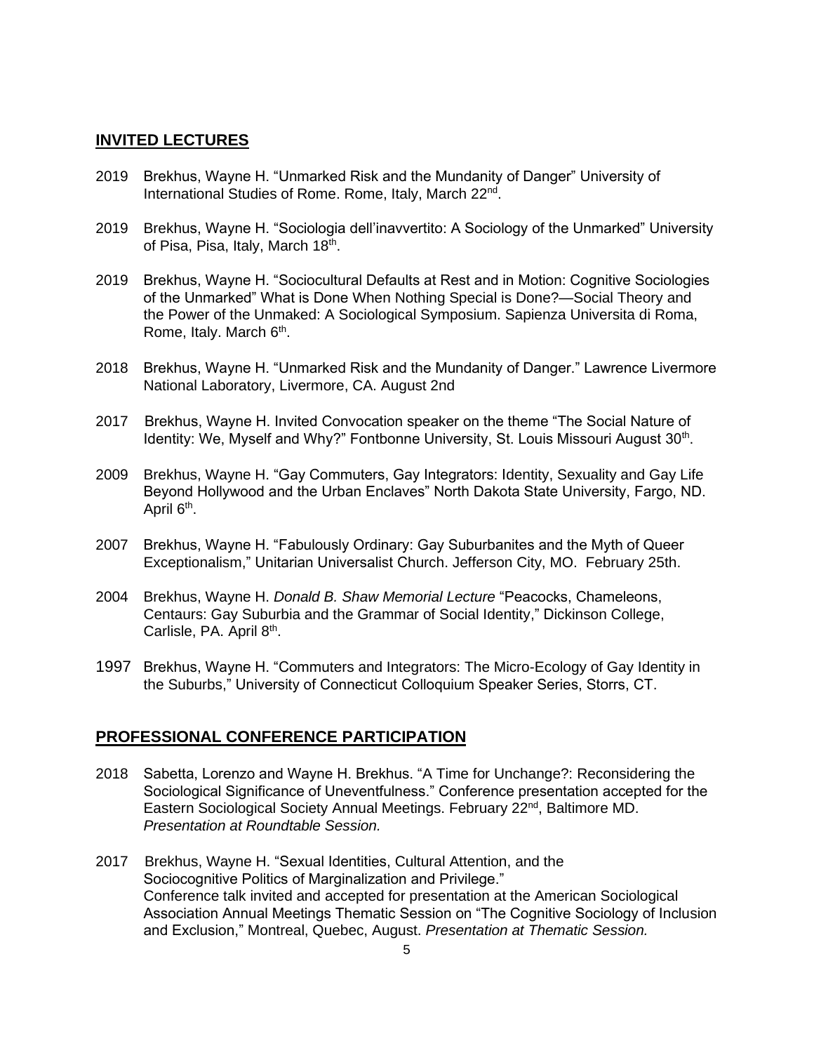## INVITED LECTURES

2019 Brekhus, Wayne H. "Unmarked Risk and the Mundanity of Danger" University of International Studies of Rome. Rome, Italy, March 22nd.

2019 Brekhus, Wayne H. "Sociologia dell'inavvertito: A Sociology of the Unmarked" University of Pisa, Pisa, Italy, March 18th.

2019 Brekhus, Wayne H. "Sociocultural Defaults at Rest and in Motion: Cognitive Sociologies of the Unmarked" What is Done When Nothing Special is Done?—Social Theory and the Power of the Unmaked: A Sociological Symposium. Sapienza Universita di Roma, Rome, Italy. March 6th.

2018 Brekhus, Wayne H. "Unmarked Risk and the Mundanity of Danger." Lawrence Livermore National Laboratory, Livermore, CA. August 2nd

2017 Brekhus, Wayne H. Invited Convocation speaker on the theme "The Social Nature of Identity: We, Myself and Why?" Fontbonne University, St. Louis Missouri August 30th.

2009 Brekhus, Wayne H. "Gay Commuters, Gay Integrators: Identity, Sexuality and Gay Life Beyond Hollywood and the Urban Enclaves" North Dakota State University, Fargo, ND. April 6th.

2007 Brekhus, Wayne H. "Fabulously Ordinary: Gay Suburbanites and the Myth of Queer Exceptionalism," Unitarian Universalist Church. Jefferson City, MO. February 25th.

2004 Brekhus, Wayne H. *Donald B. Shaw Memorial Lecture* "Peacocks, Chameleons, Centaurs: Gay Suburbia and the Grammar of Social Identity," Dickinson College, Carlisle, PA. April 8th.

1997 Brekhus, Wayne H. "Commuters and Integrators: The Micro-Ecology of Gay Identity in the Suburbs," University of Connecticut Colloquium Speaker Series, Storrs, CT.

## PROFESSIONAL CONFERENCE PARTICIPATION

2018 Sabetta, Lorenzo and Wayne H. Brekhus. "A Time for Unchange?: Reconsidering the Sociological Significance of Uneventfulness." Conference presentation accepted for the Eastern Sociological Society Annual Meetings. February 22nd, Baltimore MD. *Presentation at Roundtable Session.*

2017 Brekhus, Wayne H. "Sexual Identities, Cultural Attention, and the Sociocognitive Politics of Marginalization and Privilege." Conference talk invited and accepted for presentation at the American Sociological Association Annual Meetings Thematic Session on "The Cognitive Sociology of Inclusion and Exclusion," Montreal, Quebec, August. *Presentation at Thematic Session.*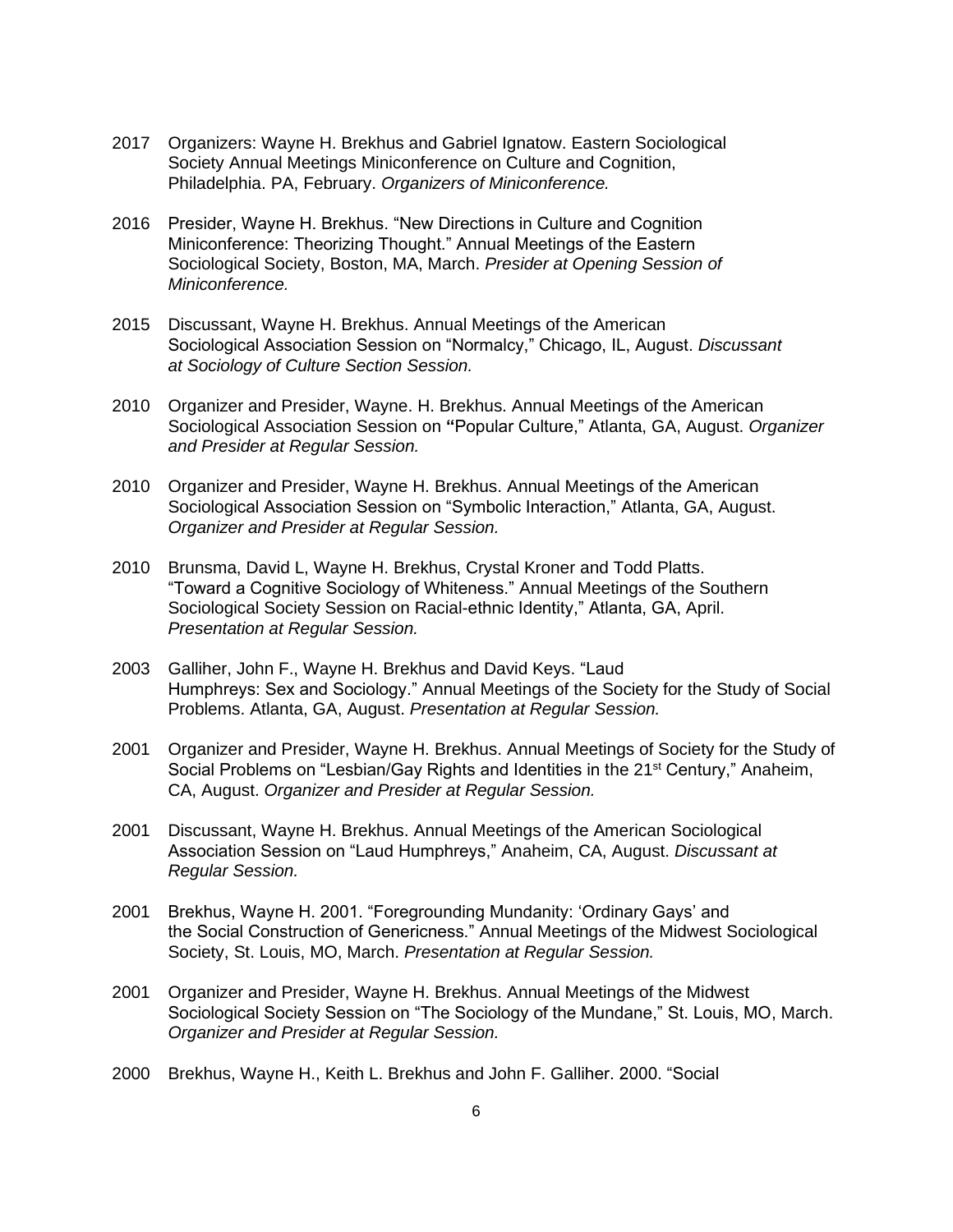2017 Organizers: Wayne H. Brekhus and Gabriel Ignatow. Eastern Sociological Society Annual Meetings Miniconference on Culture and Cognition, Philadelphia. PA, February. *Organizers of Miniconference.*

2016 Presider, Wayne H. Brekhus. "New Directions in Culture and Cognition Miniconference: Theorizing Thought." Annual Meetings of the Eastern Sociological Society, Boston, MA, March. *Presider at Opening Session of Miniconference.*

2015 Discussant, Wayne H. Brekhus. Annual Meetings of the American Sociological Association Session on "Normalcy," Chicago, IL, August. *Discussant at Sociology of Culture Section Session.*

2010 Organizer and Presider, Wayne. H. Brekhus. Annual Meetings of the American Sociological Association Session on **"**Popular Culture," Atlanta, GA, August. *Organizer and Presider at Regular Session.*

2010 Organizer and Presider, Wayne H. Brekhus. Annual Meetings of the American Sociological Association Session on "Symbolic Interaction," Atlanta, GA, August. *Organizer and Presider at Regular Session.*

2010 Brunsma, David L, Wayne H. Brekhus, Crystal Kroner and Todd Platts. "Toward a Cognitive Sociology of Whiteness." Annual Meetings of the Southern Sociological Society Session on Racial-ethnic Identity," Atlanta, GA, April. *Presentation at Regular Session.*

2003 Galliher, John F., Wayne H. Brekhus and David Keys. "Laud Humphreys: Sex and Sociology." Annual Meetings of the Society for the Study of Social Problems. Atlanta, GA, August. *Presentation at Regular Session.*

2001 Organizer and Presider, Wayne H. Brekhus. Annual Meetings of Society for the Study of Social Problems on "Lesbian/Gay Rights and Identities in the 21st Century," Anaheim, CA, August. *Organizer and Presider at Regular Session.*

2001 Discussant, Wayne H. Brekhus. Annual Meetings of the American Sociological Association Session on "Laud Humphreys," Anaheim, CA, August. *Discussant at Regular Session.*

2001 Brekhus, Wayne H. 2001. "Foregrounding Mundanity: 'Ordinary Gays' and the Social Construction of Genericness." Annual Meetings of the Midwest Sociological Society, St. Louis, MO, March. *Presentation at Regular Session.*

2001 Organizer and Presider, Wayne H. Brekhus. Annual Meetings of the Midwest Sociological Society Session on "The Sociology of the Mundane," St. Louis, MO, March. *Organizer and Presider at Regular Session.*

2000 Brekhus, Wayne H., Keith L. Brekhus and John F. Galliher. 2000. "Social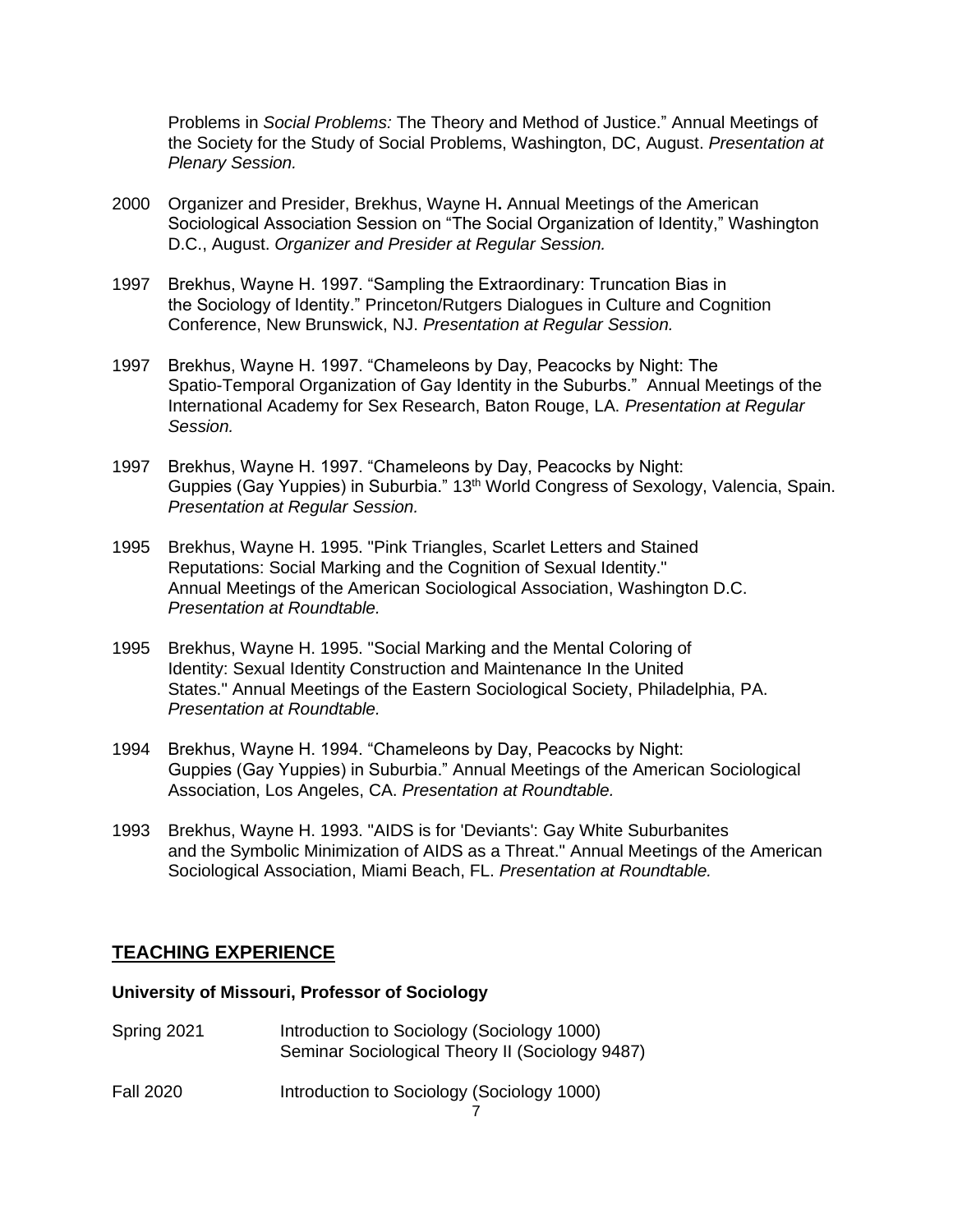Problems in *Social Problems:* The Theory and Method of Justice." Annual Meetings of the Society for the Study of Social Problems, Washington, DC, August. *Presentation at Plenary Session.*

2000 Organizer and Presider, Brekhus, Wayne H**.** Annual Meetings of the American Sociological Association Session on "The Social Organization of Identity," Washington D.C., August. *Organizer and Presider at Regular Session.*

1997 Brekhus, Wayne H. 1997. "Sampling the Extraordinary: Truncation Bias in the Sociology of Identity." Princeton/Rutgers Dialogues in Culture and Cognition Conference, New Brunswick, NJ. *Presentation at Regular Session.*

1997 Brekhus, Wayne H. 1997. "Chameleons by Day, Peacocks by Night: The Spatio-Temporal Organization of Gay Identity in the Suburbs." Annual Meetings of the International Academy for Sex Research, Baton Rouge, LA. *Presentation at Regular Session.*

1997 Brekhus, Wayne H. 1997. "Chameleons by Day, Peacocks by Night: Guppies (Gay Yuppies) in Suburbia." 13th World Congress of Sexology, Valencia, Spain. *Presentation at Regular Session.*

1995 Brekhus, Wayne H. 1995. "Pink Triangles, Scarlet Letters and Stained Reputations: Social Marking and the Cognition of Sexual Identity." Annual Meetings of the American Sociological Association, Washington D.C. *Presentation at Roundtable.*

1995 Brekhus, Wayne H. 1995. "Social Marking and the Mental Coloring of Identity: Sexual Identity Construction and Maintenance In the United States." Annual Meetings of the Eastern Sociological Society, Philadelphia, PA. *Presentation at Roundtable.*

1994 Brekhus, Wayne H. 1994. "Chameleons by Day, Peacocks by Night: Guppies (Gay Yuppies) in Suburbia." Annual Meetings of the American Sociological Association, Los Angeles, CA. *Presentation at Roundtable.*

1993 Brekhus, Wayne H. 1993. "AIDS is for 'Deviants': Gay White Suburbanites and the Symbolic Minimization of AIDS as a Threat." Annual Meetings of the American Sociological Association, Miami Beach, FL. *Presentation at Roundtable.*

## TEACHING EXPERIENCE

**University of Missouri, Professor of Sociology**

Spring 2021 Introduction to Sociology (Sociology 1000)
Seminar Sociological Theory II (Sociology 9487)

Fall 2020 Introduction to Sociology (Sociology 1000)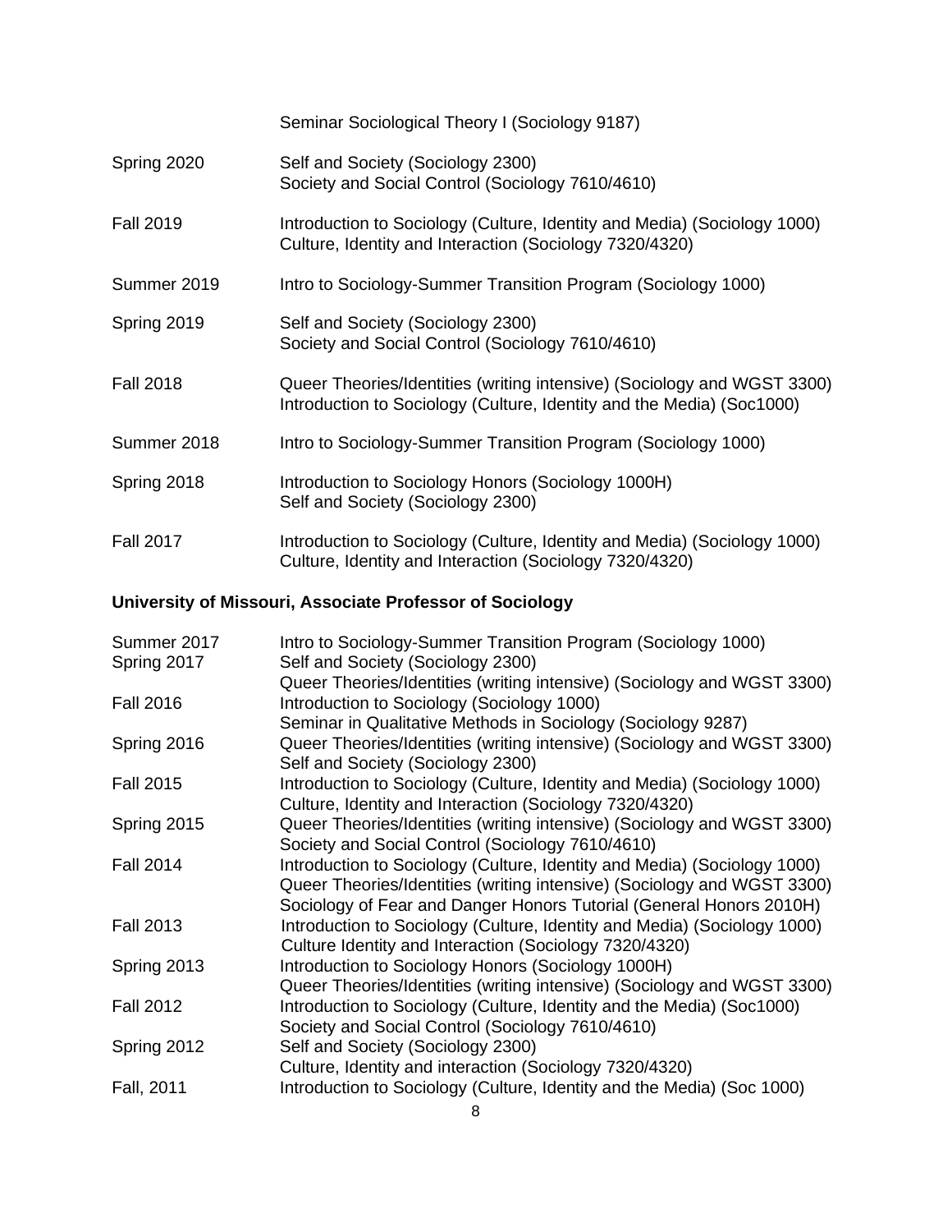| | |
|---|---|
| | Seminar Sociological Theory I (Sociology 9187) |
| Spring 2020 | Self and Society (Sociology 2300)<br>Society and Social Control (Sociology 7610/4610) |
| Fall 2019 | Introduction to Sociology (Culture, Identity and Media) (Sociology 1000)<br>Culture, Identity and Interaction (Sociology 7320/4320) |
| Summer 2019 | Intro to Sociology-Summer Transition Program (Sociology 1000) |
| Spring 2019 | Self and Society (Sociology 2300)<br>Society and Social Control (Sociology 7610/4610) |
| Fall 2018 | Queer Theories/Identities (writing intensive) (Sociology and WGST 3300)<br>Introduction to Sociology (Culture, Identity and the Media) (Soc1000) |
| Summer 2018 | Intro to Sociology-Summer Transition Program (Sociology 1000) |
| Spring 2018 | Introduction to Sociology Honors (Sociology 1000H)<br>Self and Society (Sociology 2300) |
| Fall 2017 | Introduction to Sociology (Culture, Identity and Media) (Sociology 1000)<br>Culture, Identity and Interaction (Sociology 7320/4320) |

**University of Missouri, Associate Professor of Sociology**

| | |
|---|---|
| Summer 2017 | Intro to Sociology-Summer Transition Program (Sociology 1000) |
| Spring 2017 | Self and Society (Sociology 2300)<br>Queer Theories/Identities (writing intensive) (Sociology and WGST 3300) |
| Fall 2016 | Introduction to Sociology (Sociology 1000)<br>Seminar in Qualitative Methods in Sociology (Sociology 9287) |
| Spring 2016 | Queer Theories/Identities (writing intensive) (Sociology and WGST 3300)<br>Self and Society (Sociology 2300) |
| Fall 2015 | Introduction to Sociology (Culture, Identity and Media) (Sociology 1000)<br>Culture, Identity and Interaction (Sociology 7320/4320) |
| Spring 2015 | Queer Theories/Identities (writing intensive) (Sociology and WGST 3300)<br>Society and Social Control (Sociology 7610/4610) |
| Fall 2014 | Introduction to Sociology (Culture, Identity and Media) (Sociology 1000)<br>Queer Theories/Identities (writing intensive) (Sociology and WGST 3300)<br>Sociology of Fear and Danger Honors Tutorial (General Honors 2010H) |
| Fall 2013 | Introduction to Sociology (Culture, Identity and Media) (Sociology 1000)<br>Culture Identity and Interaction (Sociology 7320/4320) |
| Spring 2013 | Introduction to Sociology Honors (Sociology 1000H)<br>Queer Theories/Identities (writing intensive) (Sociology and WGST 3300) |
| Fall 2012 | Introduction to Sociology (Culture, Identity and the Media) (Soc1000)<br>Society and Social Control (Sociology 7610/4610) |
| Spring 2012 | Self and Society (Sociology 2300)<br>Culture, Identity and interaction (Sociology 7320/4320) |
| Fall, 2011 | Introduction to Sociology (Culture, Identity and the Media) (Soc 1000) |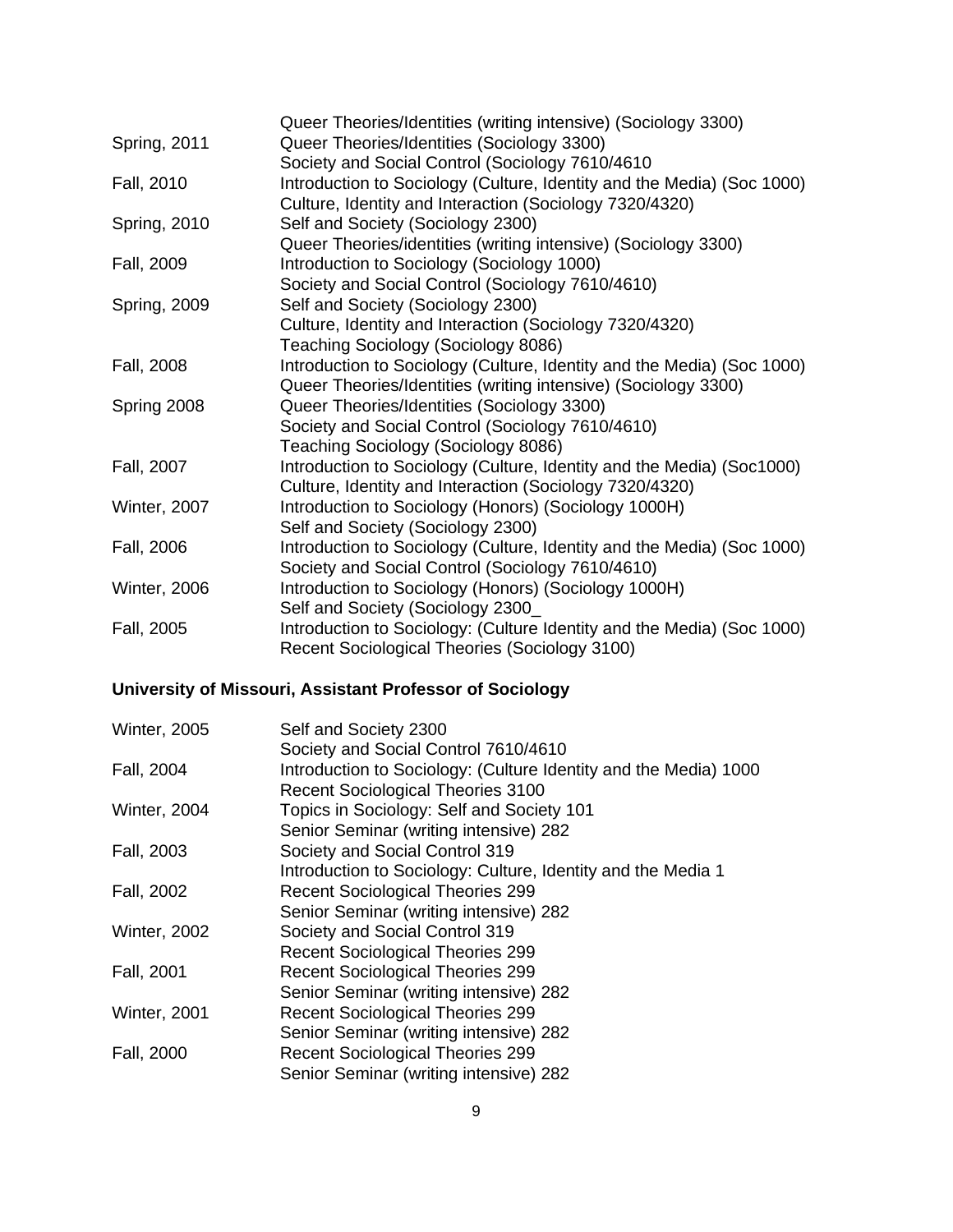| | |
|---|---|
| | Queer Theories/Identities (writing intensive) (Sociology 3300) |
| Spring, 2011 | Queer Theories/Identities (Sociology 3300) |
| | Society and Social Control (Sociology 7610/4610 |
| Fall, 2010 | Introduction to Sociology (Culture, Identity and the Media) (Soc 1000) |
| | Culture, Identity and Interaction (Sociology 7320/4320) |
| Spring, 2010 | Self and Society (Sociology 2300) |
| | Queer Theories/identities (writing intensive) (Sociology 3300) |
| Fall, 2009 | Introduction to Sociology (Sociology 1000) |
| | Society and Social Control (Sociology 7610/4610) |
| Spring, 2009 | Self and Society (Sociology 2300) |
| | Culture, Identity and Interaction (Sociology 7320/4320) |
| | Teaching Sociology (Sociology 8086) |
| Fall, 2008 | Introduction to Sociology (Culture, Identity and the Media) (Soc 1000) |
| | Queer Theories/Identities (writing intensive) (Sociology 3300) |
| Spring 2008 | Queer Theories/Identities (Sociology 3300) |
| | Society and Social Control (Sociology 7610/4610) |
| | Teaching Sociology (Sociology 8086) |
| Fall, 2007 | Introduction to Sociology (Culture, Identity and the Media) (Soc1000) |
| | Culture, Identity and Interaction (Sociology 7320/4320) |
| Winter, 2007 | Introduction to Sociology (Honors) (Sociology 1000H) |
| | Self and Society (Sociology 2300) |
| Fall, 2006 | Introduction to Sociology (Culture, Identity and the Media) (Soc 1000) |
| | Society and Social Control (Sociology 7610/4610) |
| Winter, 2006 | Introduction to Sociology (Honors) (Sociology 1000H) |
| | Self and Society (Sociology 2300_ |
| Fall, 2005 | Introduction to Sociology: (Culture Identity and the Media) (Soc 1000) |
| | Recent Sociological Theories (Sociology 3100) |

**University of Missouri, Assistant Professor of Sociology**

| | |
|---|---|
| Winter, 2005 | Self and Society 2300 |
| | Society and Social Control 7610/4610 |
| Fall, 2004 | Introduction to Sociology: (Culture Identity and the Media) 1000 |
| | Recent Sociological Theories 3100 |
| Winter, 2004 | Topics in Sociology: Self and Society 101 |
| | Senior Seminar (writing intensive) 282 |
| Fall, 2003 | Society and Social Control 319 |
| | Introduction to Sociology: Culture, Identity and the Media 1 |
| Fall, 2002 | Recent Sociological Theories 299 |
| | Senior Seminar (writing intensive) 282 |
| Winter, 2002 | Society and Social Control 319 |
| | Recent Sociological Theories 299 |
| Fall, 2001 | Recent Sociological Theories 299 |
| | Senior Seminar (writing intensive) 282 |
| Winter, 2001 | Recent Sociological Theories 299 |
| | Senior Seminar (writing intensive) 282 |
| Fall, 2000 | Recent Sociological Theories 299 |
| | Senior Seminar (writing intensive) 282 |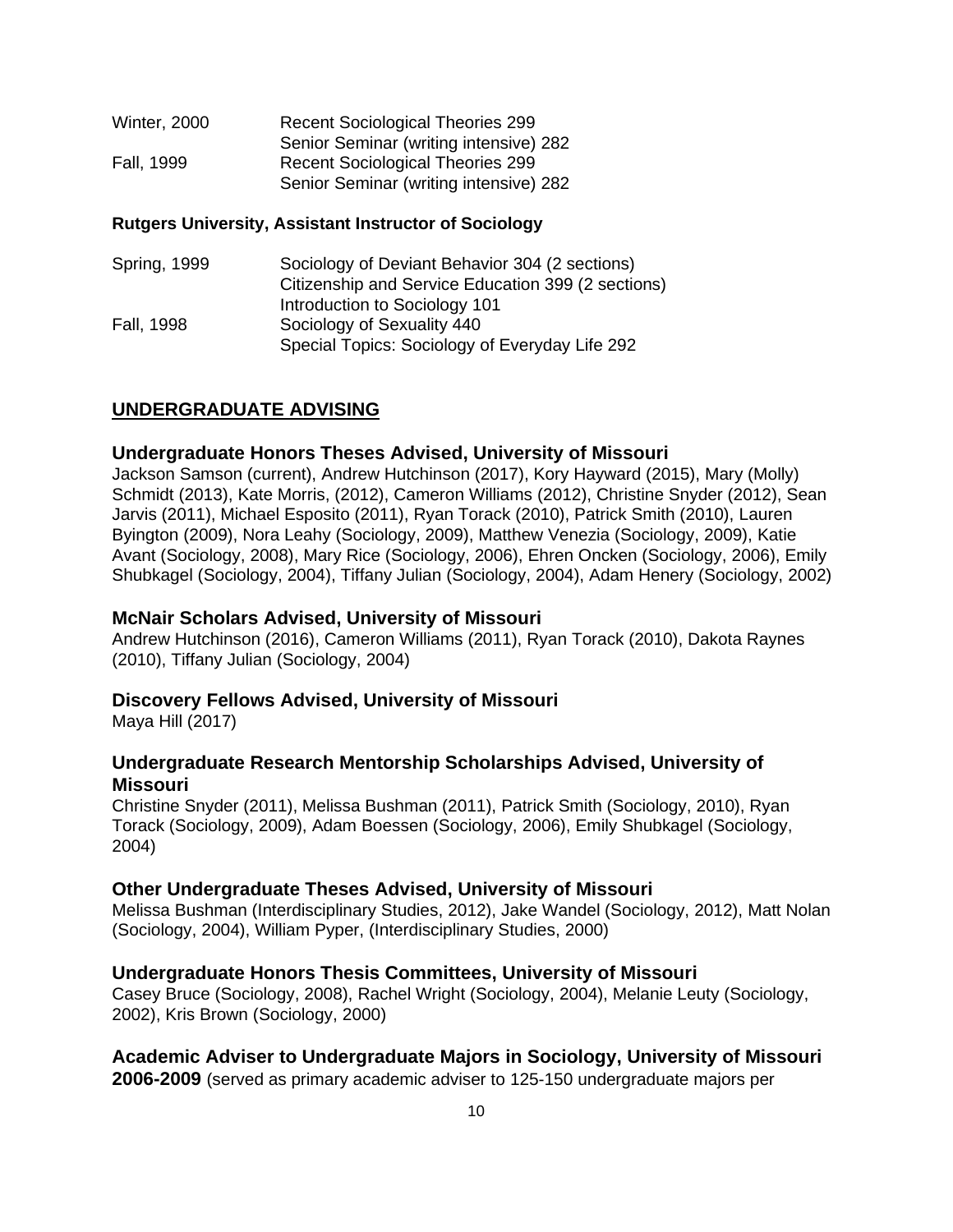| | |
|---|---|
| Winter, 2000 | Recent Sociological Theories 299 |
| | Senior Seminar (writing intensive) 282 |
| Fall, 1999 | Recent Sociological Theories 299 |
| | Senior Seminar (writing intensive) 282 |

**Rutgers University, Assistant Instructor of Sociology**

| | |
|---|---|
| Spring, 1999 | Sociology of Deviant Behavior 304 (2 sections) |
| | Citizenship and Service Education 399 (2 sections) |
| | Introduction to Sociology 101 |
| Fall, 1998 | Sociology of Sexuality 440 |
| | Special Topics: Sociology of Everyday Life 292 |

## UNDERGRADUATE ADVISING

### Undergraduate Honors Theses Advised, University of Missouri

Jackson Samson (current), Andrew Hutchinson (2017), Kory Hayward (2015), Mary (Molly) Schmidt (2013), Kate Morris, (2012), Cameron Williams (2012), Christine Snyder (2012), Sean Jarvis (2011), Michael Esposito (2011), Ryan Torack (2010), Patrick Smith (2010), Lauren Byington (2009), Nora Leahy (Sociology, 2009), Matthew Venezia (Sociology, 2009), Katie Avant (Sociology, 2008), Mary Rice (Sociology, 2006), Ehren Oncken (Sociology, 2006), Emily Shubkagel (Sociology, 2004), Tiffany Julian (Sociology, 2004), Adam Henery (Sociology, 2002)

### McNair Scholars Advised, University of Missouri

Andrew Hutchinson (2016), Cameron Williams (2011), Ryan Torack (2010), Dakota Raynes (2010), Tiffany Julian (Sociology, 2004)

### Discovery Fellows Advised, University of Missouri

Maya Hill (2017)

### Undergraduate Research Mentorship Scholarships Advised, University of Missouri

Christine Snyder (2011), Melissa Bushman (2011), Patrick Smith (Sociology, 2010), Ryan Torack (Sociology, 2009), Adam Boessen (Sociology, 2006), Emily Shubkagel (Sociology, 2004)

### Other Undergraduate Theses Advised, University of Missouri

Melissa Bushman (Interdisciplinary Studies, 2012), Jake Wandel (Sociology, 2012), Matt Nolan (Sociology, 2004), William Pyper, (Interdisciplinary Studies, 2000)

### Undergraduate Honors Thesis Committees, University of Missouri

Casey Bruce (Sociology, 2008), Rachel Wright (Sociology, 2004), Melanie Leuty (Sociology, 2002), Kris Brown (Sociology, 2000)

### Academic Adviser to Undergraduate Majors in Sociology, University of Missouri

**2006-2009** (served as primary academic adviser to 125-150 undergraduate majors per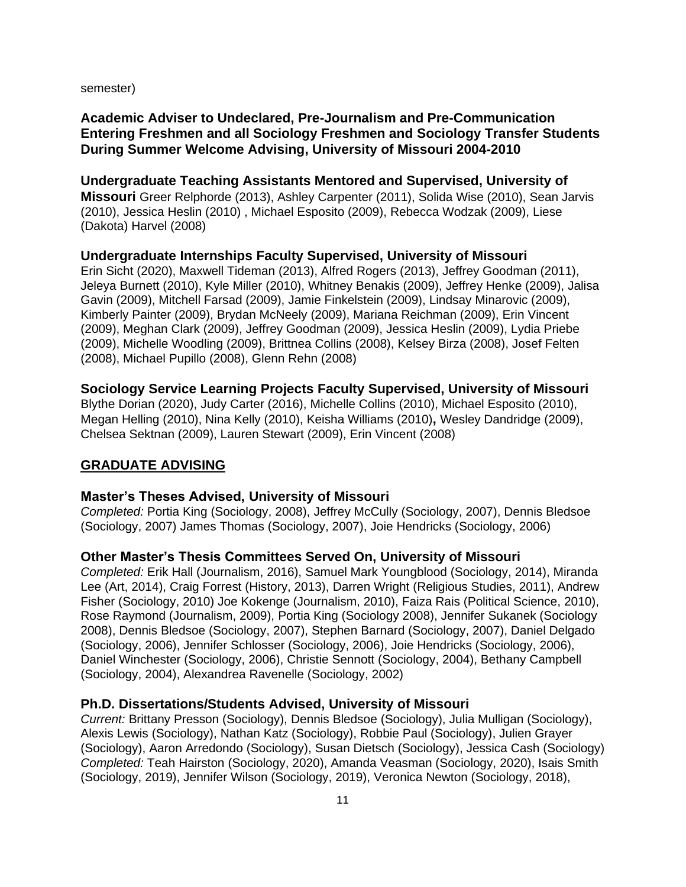semester)

**Academic Adviser to Undeclared, Pre-Journalism and Pre-Communication Entering Freshmen and all Sociology Freshmen and Sociology Transfer Students During Summer Welcome Advising, University of Missouri 2004-2010**

**Undergraduate Teaching Assistants Mentored and Supervised, University of Missouri** Greer Relphorde (2013), Ashley Carpenter (2011), Solida Wise (2010), Sean Jarvis (2010), Jessica Heslin (2010) , Michael Esposito (2009), Rebecca Wodzak (2009), Liese (Dakota) Harvel (2008)

**Undergraduate Internships Faculty Supervised, University of Missouri**
Erin Sicht (2020), Maxwell Tideman (2013), Alfred Rogers (2013), Jeffrey Goodman (2011), Jeleya Burnett (2010), Kyle Miller (2010), Whitney Benakis (2009), Jeffrey Henke (2009), Jalisa Gavin (2009), Mitchell Farsad (2009), Jamie Finkelstein (2009), Lindsay Minarovic (2009), Kimberly Painter (2009), Brydan McNeely (2009), Mariana Reichman (2009), Erin Vincent (2009), Meghan Clark (2009), Jeffrey Goodman (2009), Jessica Heslin (2009), Lydia Priebe (2009), Michelle Woodling (2009), Brittnea Collins (2008), Kelsey Birza (2008), Josef Felten (2008), Michael Pupillo (2008), Glenn Rehn (2008)

**Sociology Service Learning Projects Faculty Supervised, University of Missouri**
Blythe Dorian (2020), Judy Carter (2016), Michelle Collins (2010), Michael Esposito (2010), Megan Helling (2010), Nina Kelly (2010), Keisha Williams (2010)**,** Wesley Dandridge (2009), Chelsea Sektnan (2009), Lauren Stewart (2009), Erin Vincent (2008)

## GRADUATE ADVISING

**Master's Theses Advised, University of Missouri**
*Completed:* Portia King (Sociology, 2008), Jeffrey McCully (Sociology, 2007), Dennis Bledsoe (Sociology, 2007) James Thomas (Sociology, 2007), Joie Hendricks (Sociology, 2006)

**Other Master's Thesis Committees Served On, University of Missouri**
*Completed:* Erik Hall (Journalism, 2016), Samuel Mark Youngblood (Sociology, 2014), Miranda Lee (Art, 2014), Craig Forrest (History, 2013), Darren Wright (Religious Studies, 2011), Andrew Fisher (Sociology, 2010) Joe Kokenge (Journalism, 2010), Faiza Rais (Political Science, 2010), Rose Raymond (Journalism, 2009), Portia King (Sociology 2008), Jennifer Sukanek (Sociology 2008), Dennis Bledsoe (Sociology, 2007), Stephen Barnard (Sociology, 2007), Daniel Delgado (Sociology, 2006), Jennifer Schlosser (Sociology, 2006), Joie Hendricks (Sociology, 2006), Daniel Winchester (Sociology, 2006), Christie Sennott (Sociology, 2004), Bethany Campbell (Sociology, 2004), Alexandrea Ravenelle (Sociology, 2002)

**Ph.D. Dissertations/Students Advised, University of Missouri**
*Current:* Brittany Presson (Sociology), Dennis Bledsoe (Sociology), Julia Mulligan (Sociology), Alexis Lewis (Sociology), Nathan Katz (Sociology), Robbie Paul (Sociology), Julien Grayer (Sociology), Aaron Arredondo (Sociology), Susan Dietsch (Sociology), Jessica Cash (Sociology)
*Completed:* Teah Hairston (Sociology, 2020), Amanda Veasman (Sociology, 2020), Isais Smith (Sociology, 2019), Jennifer Wilson (Sociology, 2019), Veronica Newton (Sociology, 2018),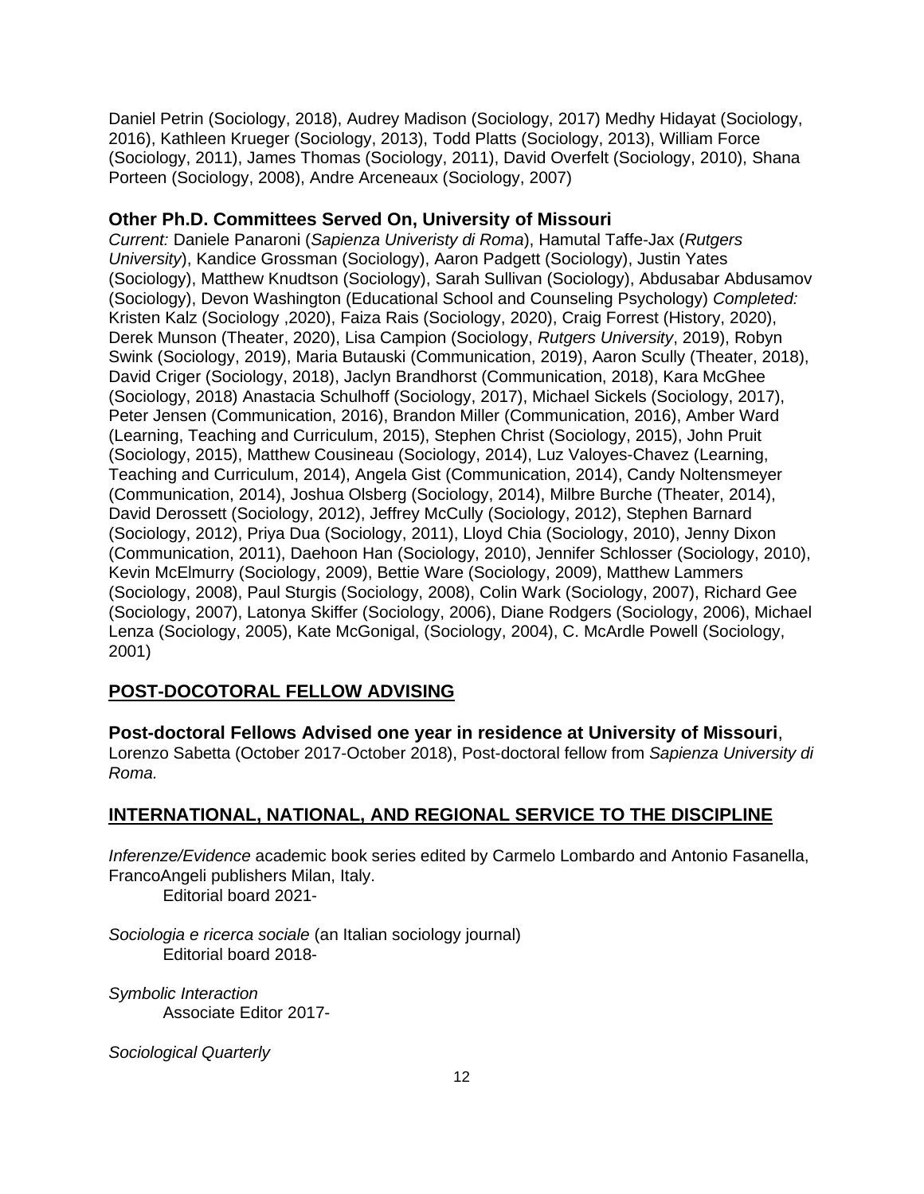Daniel Petrin (Sociology, 2018), Audrey Madison (Sociology, 2017) Medhy Hidayat (Sociology, 2016), Kathleen Krueger (Sociology, 2013), Todd Platts (Sociology, 2013), William Force (Sociology, 2011), James Thomas (Sociology, 2011), David Overfelt (Sociology, 2010), Shana Porteen (Sociology, 2008), Andre Arceneaux (Sociology, 2007)

### Other Ph.D. Committees Served On, University of Missouri

*Current:* Daniele Panaroni (*Sapienza Univeristy di Roma*), Hamutal Taffe-Jax (*Rutgers University*), Kandice Grossman (Sociology), Aaron Padgett (Sociology), Justin Yates (Sociology), Matthew Knudtson (Sociology), Sarah Sullivan (Sociology), Abdusabar Abdusamov (Sociology), Devon Washington (Educational School and Counseling Psychology) *Completed:* Kristen Kalz (Sociology ,2020), Faiza Rais (Sociology, 2020), Craig Forrest (History, 2020), Derek Munson (Theater, 2020), Lisa Campion (Sociology, *Rutgers University*, 2019), Robyn Swink (Sociology, 2019), Maria Butauski (Communication, 2019), Aaron Scully (Theater, 2018), David Criger (Sociology, 2018), Jaclyn Brandhorst (Communication, 2018), Kara McGhee (Sociology, 2018) Anastacia Schulhoff (Sociology, 2017), Michael Sickels (Sociology, 2017), Peter Jensen (Communication, 2016), Brandon Miller (Communication, 2016), Amber Ward (Learning, Teaching and Curriculum, 2015), Stephen Christ (Sociology, 2015), John Pruit (Sociology, 2015), Matthew Cousineau (Sociology, 2014), Luz Valoyes-Chavez (Learning, Teaching and Curriculum, 2014), Angela Gist (Communication, 2014), Candy Noltensmeyer (Communication, 2014), Joshua Olsberg (Sociology, 2014), Milbre Burche (Theater, 2014), David Derossett (Sociology, 2012), Jeffrey McCully (Sociology, 2012), Stephen Barnard (Sociology, 2012), Priya Dua (Sociology, 2011), Lloyd Chia (Sociology, 2010), Jenny Dixon (Communication, 2011), Daehoon Han (Sociology, 2010), Jennifer Schlosser (Sociology, 2010), Kevin McElmurry (Sociology, 2009), Bettie Ware (Sociology, 2009), Matthew Lammers (Sociology, 2008), Paul Sturgis (Sociology, 2008), Colin Wark (Sociology, 2007), Richard Gee (Sociology, 2007), Latonya Skiffer (Sociology, 2006), Diane Rodgers (Sociology, 2006), Michael Lenza (Sociology, 2005), Kate McGonigal, (Sociology, 2004), C. McArdle Powell (Sociology, 2001)

## POST-DOCOTORAL FELLOW ADVISING

**Post-doctoral Fellows Advised one year in residence at University of Missouri**, Lorenzo Sabetta (October 2017-October 2018), Post-doctoral fellow from *Sapienza University di Roma.*

## INTERNATIONAL, NATIONAL, AND REGIONAL SERVICE TO THE DISCIPLINE

*Inferenze/Evidence* academic book series edited by Carmelo Lombardo and Antonio Fasanella, FrancoAngeli publishers Milan, Italy.
    Editorial board 2021-

*Sociologia e ricerca sociale* (an Italian sociology journal)
    Editorial board 2018-

*Symbolic Interaction*
    Associate Editor 2017-

*Sociological Quarterly*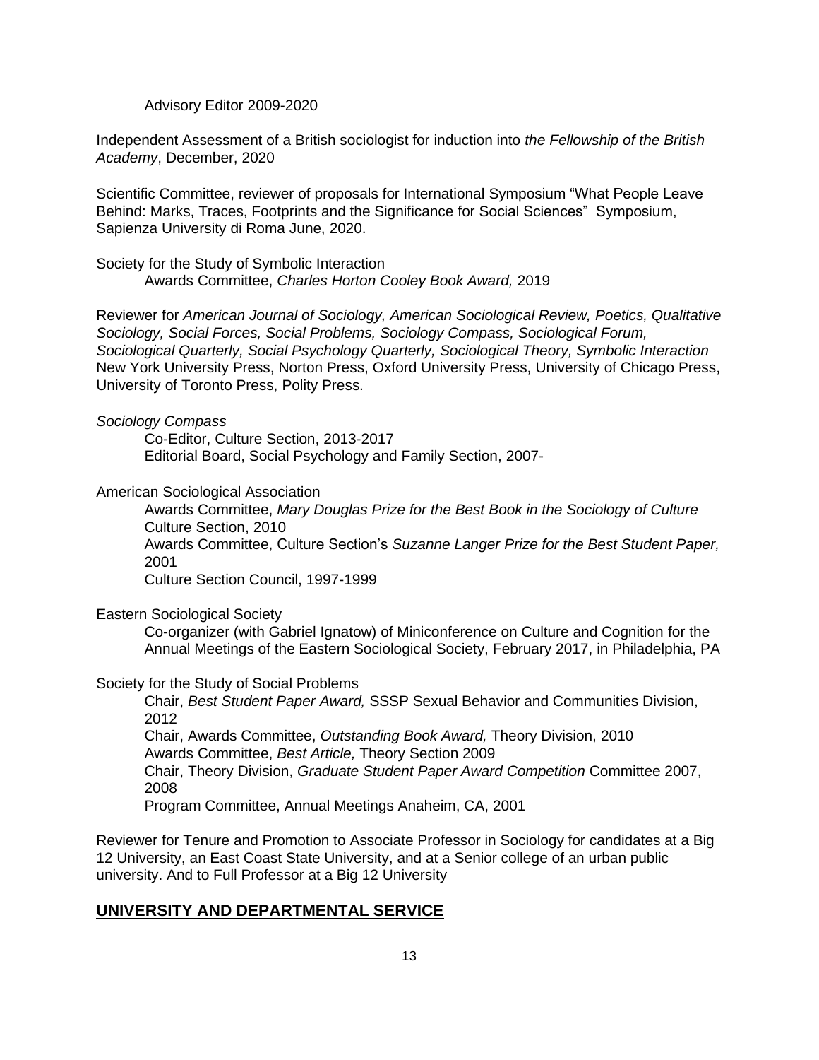Advisory Editor 2009-2020

Independent Assessment of a British sociologist for induction into *the Fellowship of the British Academy*, December, 2020

Scientific Committee, reviewer of proposals for International Symposium "What People Leave Behind: Marks, Traces, Footprints and the Significance for Social Sciences" Symposium, Sapienza University di Roma June, 2020.

Society for the Study of Symbolic Interaction

Awards Committee, *Charles Horton Cooley Book Award,* 2019

Reviewer for *American Journal of Sociology, American Sociological Review, Poetics, Qualitative Sociology, Social Forces, Social Problems, Sociology Compass, Sociological Forum, Sociological Quarterly, Social Psychology Quarterly, Sociological Theory, Symbolic Interaction* New York University Press, Norton Press, Oxford University Press, University of Chicago Press, University of Toronto Press, Polity Press.

*Sociology Compass*

Co-Editor, Culture Section, 2013-2017
Editorial Board, Social Psychology and Family Section, 2007-

American Sociological Association

Awards Committee, *Mary Douglas Prize for the Best Book in the Sociology of Culture* Culture Section, 2010
Awards Committee, Culture Section's *Suzanne Langer Prize for the Best Student Paper,* 2001
Culture Section Council, 1997-1999

Eastern Sociological Society

Co-organizer (with Gabriel Ignatow) of Miniconference on Culture and Cognition for the Annual Meetings of the Eastern Sociological Society, February 2017, in Philadelphia, PA

Society for the Study of Social Problems

Chair, *Best Student Paper Award,* SSSP Sexual Behavior and Communities Division, 2012
Chair, Awards Committee, *Outstanding Book Award,* Theory Division, 2010
Awards Committee, *Best Article,* Theory Section 2009
Chair, Theory Division, *Graduate Student Paper Award Competition* Committee 2007, 2008
Program Committee, Annual Meetings Anaheim, CA, 2001

Reviewer for Tenure and Promotion to Associate Professor in Sociology for candidates at a Big 12 University, an East Coast State University, and at a Senior college of an urban public university. And to Full Professor at a Big 12 University

## UNIVERSITY AND DEPARTMENTAL SERVICE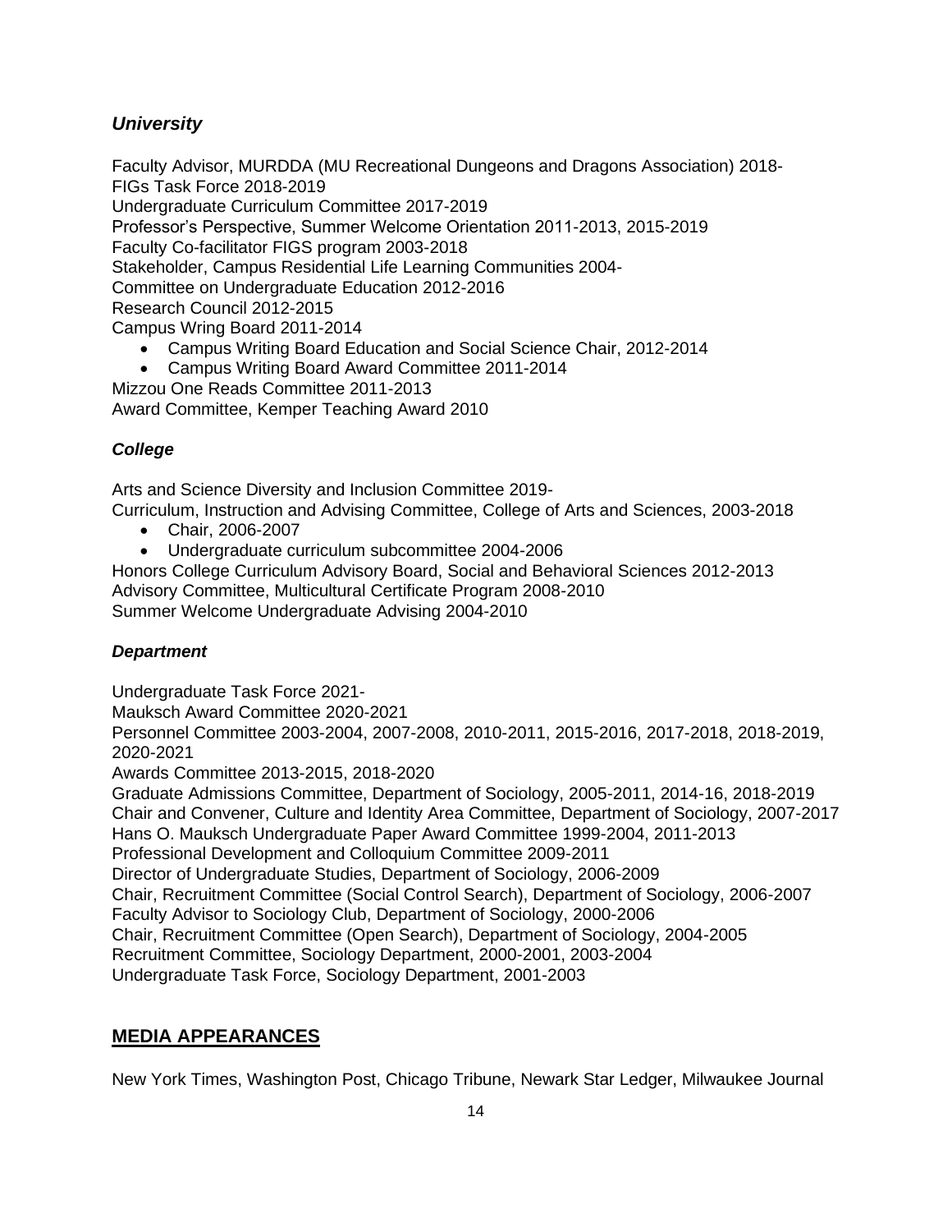### *University*

Faculty Advisor, MURDDA (MU Recreational Dungeons and Dragons Association) 2018-
FIGs Task Force 2018-2019
Undergraduate Curriculum Committee 2017-2019
Professor's Perspective, Summer Welcome Orientation 2011-2013, 2015-2019
Faculty Co-facilitator FIGS program 2003-2018
Stakeholder, Campus Residential Life Learning Communities 2004-
Committee on Undergraduate Education 2012-2016
Research Council 2012-2015
Campus Wring Board 2011-2014

- Campus Writing Board Education and Social Science Chair, 2012-2014
- Campus Writing Board Award Committee 2011-2014

Mizzou One Reads Committee 2011-2013
Award Committee, Kemper Teaching Award 2010

### *College*

Arts and Science Diversity and Inclusion Committee 2019-
Curriculum, Instruction and Advising Committee, College of Arts and Sciences, 2003-2018

- Chair, 2006-2007
- Undergraduate curriculum subcommittee 2004-2006

Honors College Curriculum Advisory Board, Social and Behavioral Sciences 2012-2013
Advisory Committee, Multicultural Certificate Program 2008-2010
Summer Welcome Undergraduate Advising 2004-2010

### *Department*

Undergraduate Task Force 2021-
Mauksch Award Committee 2020-2021
Personnel Committee 2003-2004, 2007-2008, 2010-2011, 2015-2016, 2017-2018, 2018-2019, 2020-2021
Awards Committee 2013-2015, 2018-2020
Graduate Admissions Committee, Department of Sociology, 2005-2011, 2014-16, 2018-2019
Chair and Convener, Culture and Identity Area Committee, Department of Sociology, 2007-2017
Hans O. Mauksch Undergraduate Paper Award Committee 1999-2004, 2011-2013
Professional Development and Colloquium Committee 2009-2011
Director of Undergraduate Studies, Department of Sociology, 2006-2009
Chair, Recruitment Committee (Social Control Search), Department of Sociology, 2006-2007
Faculty Advisor to Sociology Club, Department of Sociology, 2000-2006
Chair, Recruitment Committee (Open Search), Department of Sociology, 2004-2005
Recruitment Committee, Sociology Department, 2000-2001, 2003-2004
Undergraduate Task Force, Sociology Department, 2001-2003

## MEDIA APPEARANCES

New York Times, Washington Post, Chicago Tribune, Newark Star Ledger, Milwaukee Journal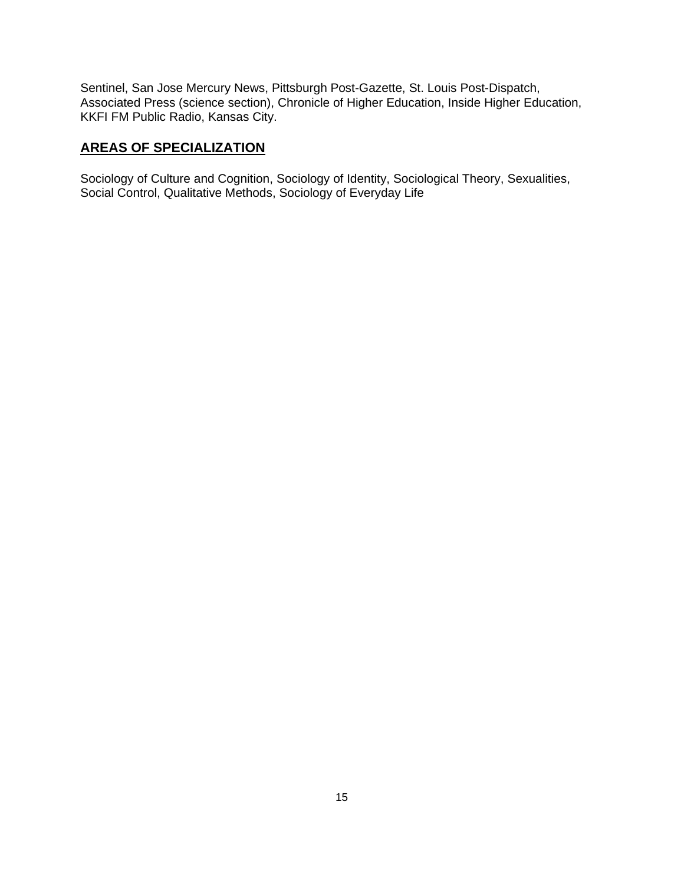Sentinel, San Jose Mercury News, Pittsburgh Post-Gazette, St. Louis Post-Dispatch, Associated Press (science section), Chronicle of Higher Education, Inside Higher Education, KKFI FM Public Radio, Kansas City.

## AREAS OF SPECIALIZATION

Sociology of Culture and Cognition, Sociology of Identity, Sociological Theory, Sexualities, Social Control, Qualitative Methods, Sociology of Everyday Life